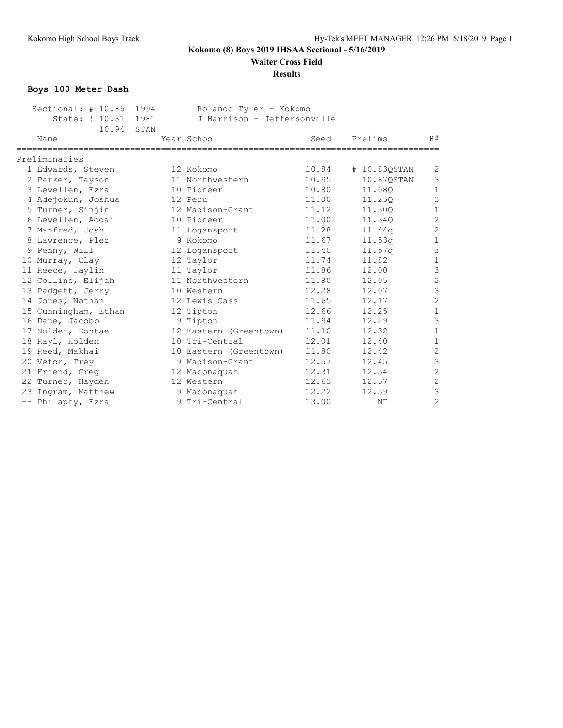**Kokomo (8) Boys 2019 IHSAA Sectional - 5/16/2019**

**Walter Cross Field**

**Results**

### Boys 100 Meter Dash

Sectional: # 10.86 1994 Rolando Tyler - Kokomo
State: ! 10.31 1981 J Harrison - Jeffersonville
10.94 STAN

**Preliminaries**

| Place | Name | Year | School | Seed | Prelims | H# |
|---|---|---|---|---|---|---|
| 1 | Edwards, Steven | 12 | Kokomo | 10.84 | # 10.83QSTAN | 2 |
| 2 | Parker, Tayson | 11 | Northwestern | 10.95 | 10.87QSTAN | 3 |
| 3 | Lewellen, Ezra | 10 | Pioneer | 10.80 | 11.08Q | 1 |
| 4 | Adejokun, Joshua | 12 | Peru | 11.00 | 11.25Q | 3 |
| 5 | Turner, Sinjin | 12 | Madison-Grant | 11.12 | 11.30Q | 1 |
| 6 | Lewellen, Addai | 10 | Pioneer | 11.00 | 11.34Q | 2 |
| 7 | Manfred, Josh | 11 | Logansport | 11.28 | 11.44q | 2 |
| 8 | Lawrence, Plez | 9 | Kokomo | 11.67 | 11.53q | 1 |
| 9 | Penny, Will | 12 | Logansport | 11.40 | 11.57q | 3 |
| 10 | Murray, Clay | 12 | Taylor | 11.74 | 11.82 | 1 |
| 11 | Reece, Jaylin | 11 | Taylor | 11.86 | 12.00 | 3 |
| 12 | Collins, Elijah | 11 | Northwestern | 11.80 | 12.05 | 2 |
| 13 | Padgett, Jerry | 10 | Western | 12.28 | 12.07 | 3 |
| 14 | Jones, Nathan | 12 | Lewis Cass | 11.65 | 12.17 | 2 |
| 15 | Cunningham, Ethan | 12 | Tipton | 12.66 | 12.25 | 1 |
| 16 | Dane, Jacobb | 9 | Tipton | 11.94 | 12.29 | 3 |
| 17 | Nolder, Dontae | 12 | Eastern (Greentown) | 11.10 | 12.32 | 1 |
| 18 | Rayl, Holden | 10 | Tri-Central | 12.01 | 12.40 | 1 |
| 19 | Reed, Makhai | 10 | Eastern (Greentown) | 11.80 | 12.42 | 2 |
| 20 | Vetor, Trey | 9 | Madison-Grant | 12.57 | 12.45 | 3 |
| 21 | Friend, Greg | 12 | Maconaquah | 12.31 | 12.54 | 2 |
| 22 | Turner, Hayden | 12 | Western | 12.63 | 12.57 | 2 |
| 23 | Ingram, Matthew | 9 | Maconaquah | 12.22 | 12.59 | 3 |
| -- | Philaphy, Ezra | 9 | Tri-Central | 13.00 | NT | 2 |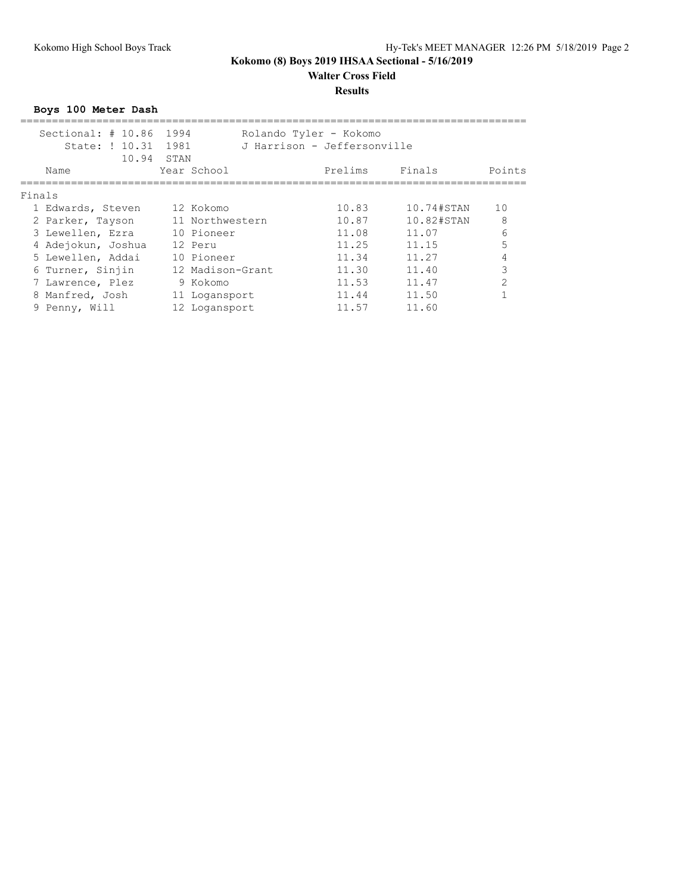# Kokomo (8) Boys 2019 IHSAA Sectional - 5/16/2019

**Walter Cross Field**

**Results**

### Boys 100 Meter Dash

| | | | |
|---|---|---|---|
| Sectional: # 10.86 | 1994 | Rolando Tyler - Kokomo | |
| State: ! 10.31 | 1981 | J Harrison - Jeffersonville | |
| 10.94 | STAN | | |

**Finals**

| Place | Name | Year | School | Prelims | Finals | Points |
|---|---|---|---|---|---|---|
| 1 | Edwards, Steven | 12 | Kokomo | 10.83 | 10.74#STAN | 10 |
| 2 | Parker, Tayson | 11 | Northwestern | 10.87 | 10.82#STAN | 8 |
| 3 | Lewellen, Ezra | 10 | Pioneer | 11.08 | 11.07 | 6 |
| 4 | Adejokun, Joshua | 12 | Peru | 11.25 | 11.15 | 5 |
| 5 | Lewellen, Addai | 10 | Pioneer | 11.34 | 11.27 | 4 |
| 6 | Turner, Sinjin | 12 | Madison-Grant | 11.30 | 11.40 | 3 |
| 7 | Lawrence, Plez | 9 | Kokomo | 11.53 | 11.47 | 2 |
| 8 | Manfred, Josh | 11 | Logansport | 11.44 | 11.50 | 1 |
| 9 | Penny, Will | 12 | Logansport | 11.57 | 11.60 | |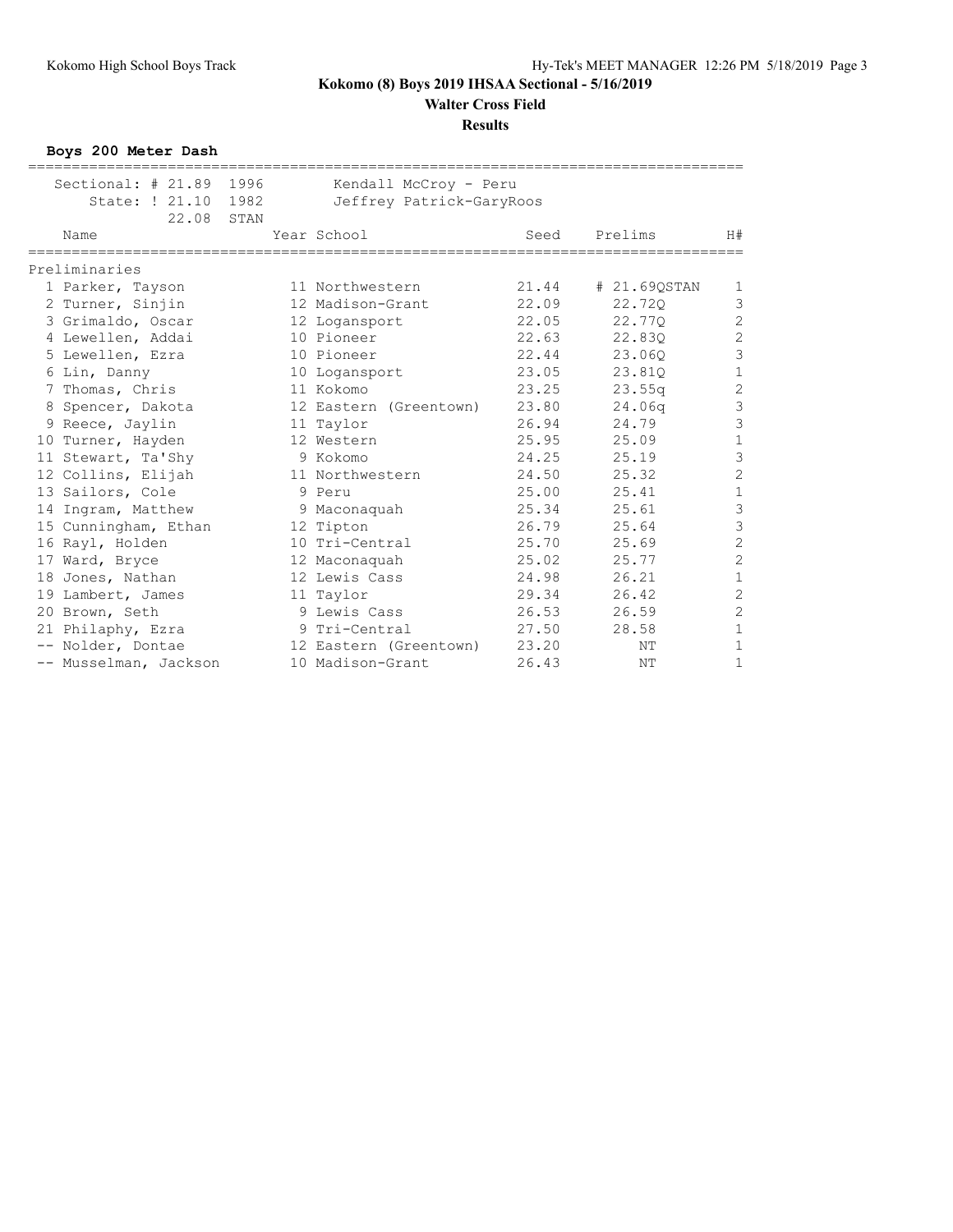# Kokomo (8) Boys 2019 IHSAA Sectional - 5/16/2019

## Walter Cross Field

## Results

### Boys 200 Meter Dash

| Record | Mark | Year | Holder |
|---|---|---|---|
| Sectional: # | 21.89 | 1996 | Kendall McCroy - Peru |
| State: ! | 21.10 | 1982 | Jeffrey Patrick-GaryRoos |
| | 22.08 | STAN | |

**Preliminaries**

| Place | Name | Year | School | Seed | Prelims | H# |
|---|---|---|---|---|---|---|
| 1 | Parker, Tayson | 11 | Northwestern | 21.44 | # 21.69QSTAN | 1 |
| 2 | Turner, Sinjin | 12 | Madison-Grant | 22.09 | 22.72Q | 3 |
| 3 | Grimaldo, Oscar | 12 | Logansport | 22.05 | 22.77Q | 2 |
| 4 | Lewellen, Addai | 10 | Pioneer | 22.63 | 22.83Q | 2 |
| 5 | Lewellen, Ezra | 10 | Pioneer | 22.44 | 23.06Q | 3 |
| 6 | Lin, Danny | 10 | Logansport | 23.05 | 23.81Q | 1 |
| 7 | Thomas, Chris | 11 | Kokomo | 23.25 | 23.55q | 2 |
| 8 | Spencer, Dakota | 12 | Eastern (Greentown) | 23.80 | 24.06q | 3 |
| 9 | Reece, Jaylin | 11 | Taylor | 26.94 | 24.79 | 3 |
| 10 | Turner, Hayden | 12 | Western | 25.95 | 25.09 | 1 |
| 11 | Stewart, Ta'Shy | 9 | Kokomo | 24.25 | 25.19 | 3 |
| 12 | Collins, Elijah | 11 | Northwestern | 24.50 | 25.32 | 2 |
| 13 | Sailors, Cole | 9 | Peru | 25.00 | 25.41 | 1 |
| 14 | Ingram, Matthew | 9 | Maconaquah | 25.34 | 25.61 | 3 |
| 15 | Cunningham, Ethan | 12 | Tipton | 26.79 | 25.64 | 3 |
| 16 | Rayl, Holden | 10 | Tri-Central | 25.70 | 25.69 | 2 |
| 17 | Ward, Bryce | 12 | Maconaquah | 25.02 | 25.77 | 2 |
| 18 | Jones, Nathan | 12 | Lewis Cass | 24.98 | 26.21 | 1 |
| 19 | Lambert, James | 11 | Taylor | 29.34 | 26.42 | 2 |
| 20 | Brown, Seth | 9 | Lewis Cass | 26.53 | 26.59 | 2 |
| 21 | Philaphy, Ezra | 9 | Tri-Central | 27.50 | 28.58 | 1 |
| -- | Nolder, Dontae | 12 | Eastern (Greentown) | 23.20 | NT | 1 |
| -- | Musselman, Jackson | 10 | Madison-Grant | 26.43 | NT | 1 |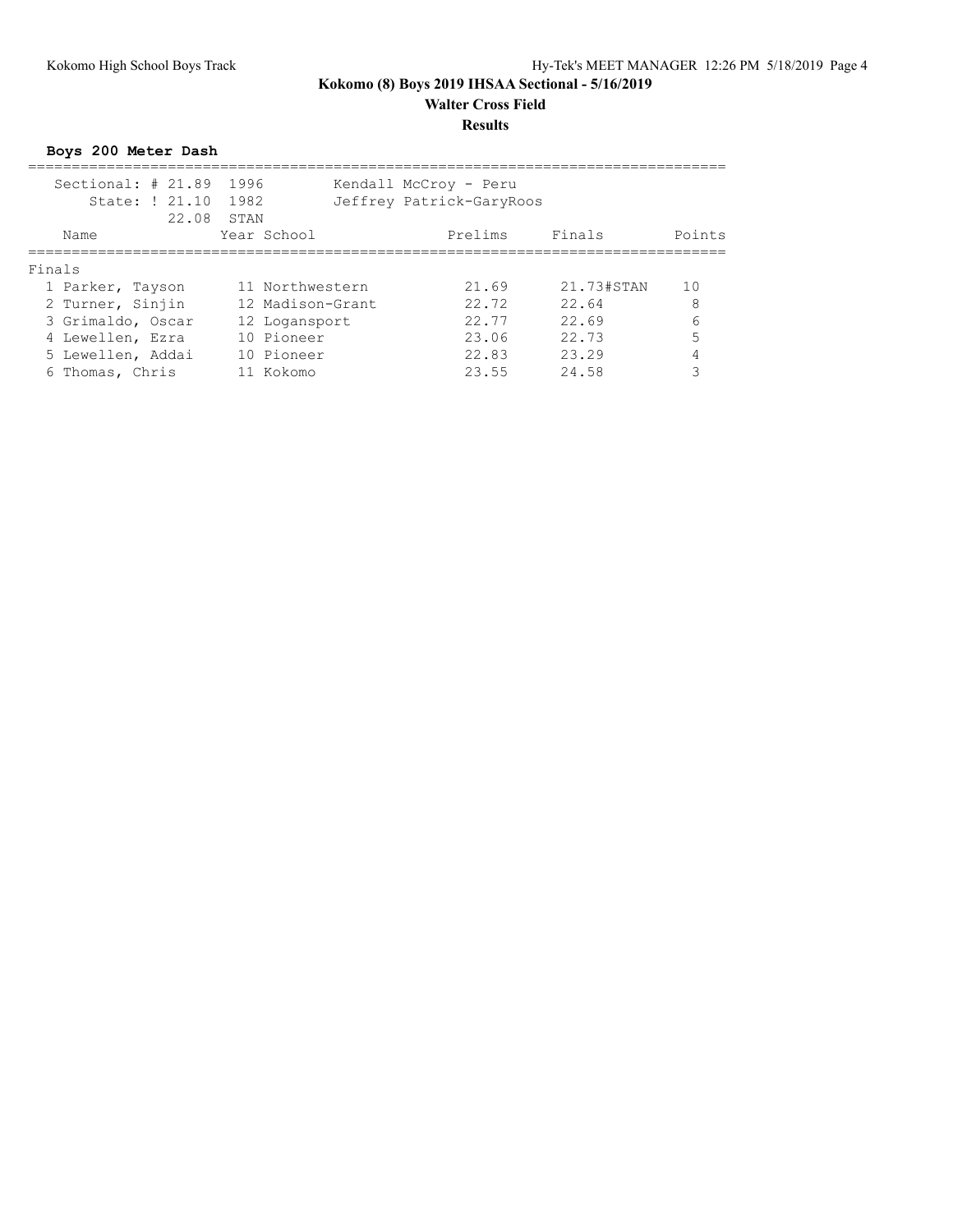## Kokomo (8) Boys 2019 IHSAA Sectional - 5/16/2019

**Walter Cross Field**

**Results**

### Boys 200 Meter Dash

| | | | |
|---|---|---|---|
| Sectional: # 21.89 | 1996 | Kendall McCroy - Peru | |
| State: ! 21.10 | 1982 | Jeffrey Patrick-GaryRoos | |
| 22.08 | STAN | | |

**Finals**

| Place | Name | Year | School | Prelims | Finals | Points |
|---|---|---|---|---|---|---|
| 1 | Parker, Tayson | 11 | Northwestern | 21.69 | 21.73#STAN | 10 |
| 2 | Turner, Sinjin | 12 | Madison-Grant | 22.72 | 22.64 | 8 |
| 3 | Grimaldo, Oscar | 12 | Logansport | 22.77 | 22.69 | 6 |
| 4 | Lewellen, Ezra | 10 | Pioneer | 23.06 | 22.73 | 5 |
| 5 | Lewellen, Addai | 10 | Pioneer | 22.83 | 23.29 | 4 |
| 6 | Thomas, Chris | 11 | Kokomo | 23.55 | 24.58 | 3 |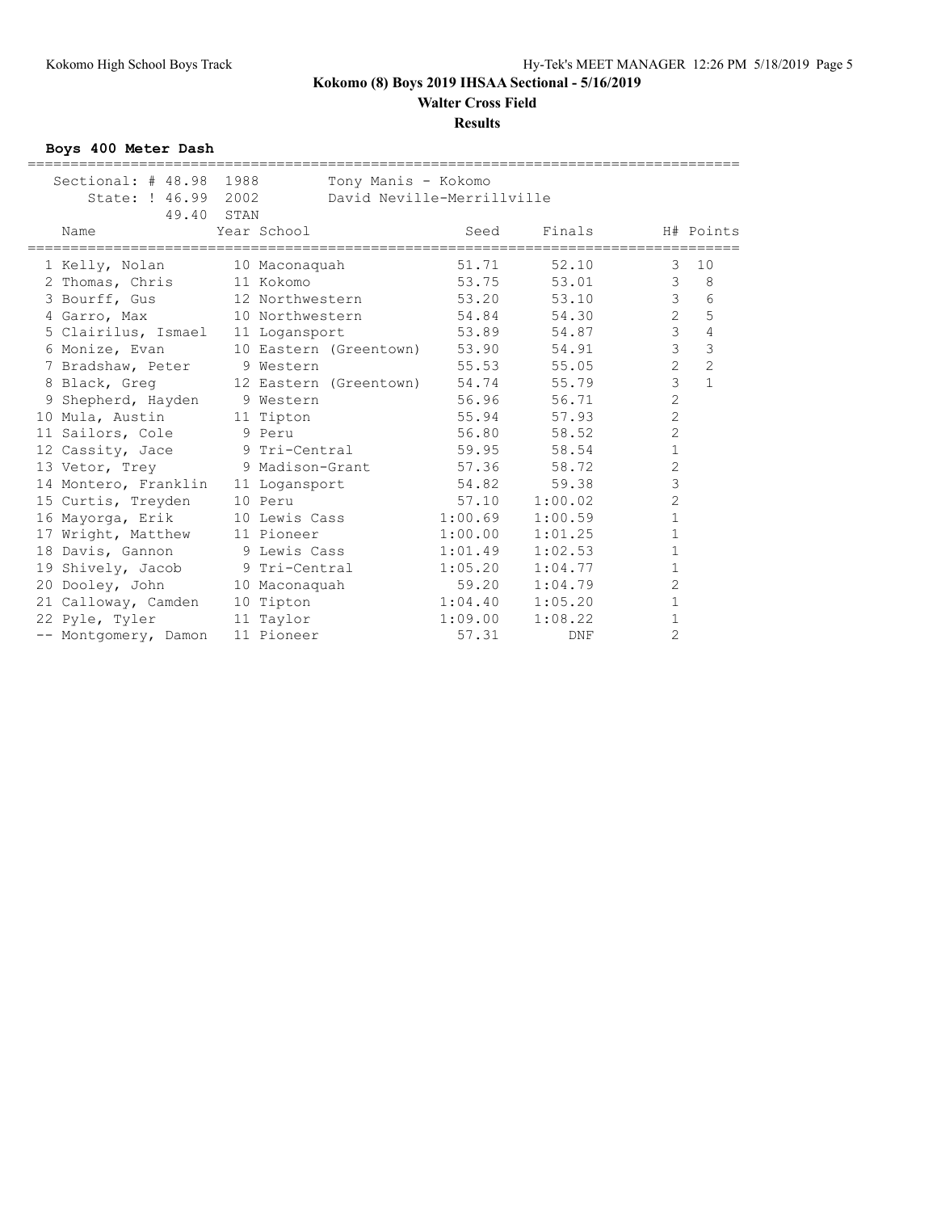# Kokomo (8) Boys 2019 IHSAA Sectional - 5/16/2019

**Walter Cross Field**

**Results**

### Boys 400 Meter Dash

Sectional: # 48.98 1988 Tony Manis - Kokomo
State: ! 46.99 2002 David Neville-Merrillville
49.40 STAN

| Place | Name | Year | School | Seed | Finals | H# | Points |
|---|---|---|---|---|---|---|---|
| 1 | Kelly, Nolan | 10 | Maconaquah | 51.71 | 52.10 | 3 | 10 |
| 2 | Thomas, Chris | 11 | Kokomo | 53.75 | 53.01 | 3 | 8 |
| 3 | Bourff, Gus | 12 | Northwestern | 53.20 | 53.10 | 3 | 6 |
| 4 | Garro, Max | 10 | Northwestern | 54.84 | 54.30 | 2 | 5 |
| 5 | Clairilus, Ismael | 11 | Logansport | 53.89 | 54.87 | 3 | 4 |
| 6 | Monize, Evan | 10 | Eastern (Greentown) | 53.90 | 54.91 | 3 | 3 |
| 7 | Bradshaw, Peter | 9 | Western | 55.53 | 55.05 | 2 | 2 |
| 8 | Black, Greg | 12 | Eastern (Greentown) | 54.74 | 55.79 | 3 | 1 |
| 9 | Shepherd, Hayden | 9 | Western | 56.96 | 56.71 | 2 | |
| 10 | Mula, Austin | 11 | Tipton | 55.94 | 57.93 | 2 | |
| 11 | Sailors, Cole | 9 | Peru | 56.80 | 58.52 | 2 | |
| 12 | Cassity, Jace | 9 | Tri-Central | 59.95 | 58.54 | 1 | |
| 13 | Vetor, Trey | 9 | Madison-Grant | 57.36 | 58.72 | 2 | |
| 14 | Montero, Franklin | 11 | Logansport | 54.82 | 59.38 | 3 | |
| 15 | Curtis, Treyden | 10 | Peru | 57.10 | 1:00.02 | 2 | |
| 16 | Mayorga, Erik | 10 | Lewis Cass | 1:00.69 | 1:00.59 | 1 | |
| 17 | Wright, Matthew | 11 | Pioneer | 1:00.00 | 1:01.25 | 1 | |
| 18 | Davis, Gannon | 9 | Lewis Cass | 1:01.49 | 1:02.53 | 1 | |
| 19 | Shively, Jacob | 9 | Tri-Central | 1:05.20 | 1:04.77 | 1 | |
| 20 | Dooley, John | 10 | Maconaquah | 59.20 | 1:04.79 | 2 | |
| 21 | Calloway, Camden | 10 | Tipton | 1:04.40 | 1:05.20 | 1 | |
| 22 | Pyle, Tyler | 11 | Taylor | 1:09.00 | 1:08.22 | 1 | |
| -- | Montgomery, Damon | 11 | Pioneer | 57.31 | DNF | 2 | |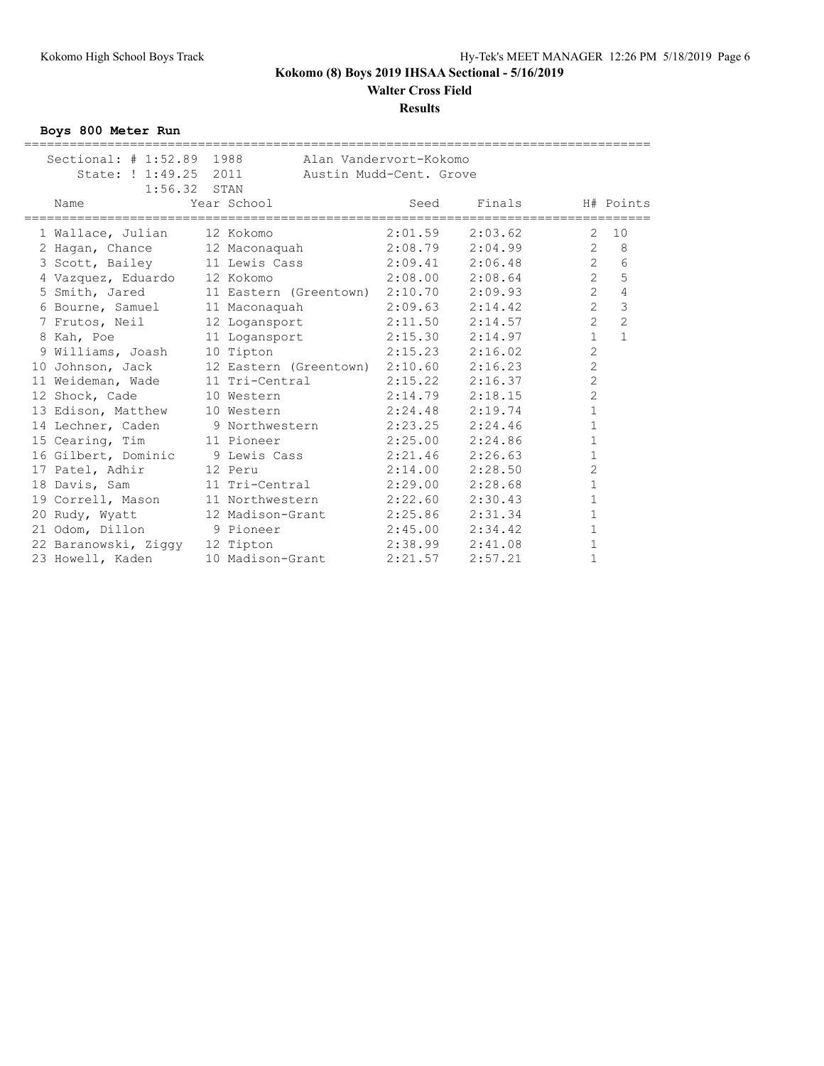# Kokomo (8) Boys 2019 IHSAA Sectional - 5/16/2019

## Walter Cross Field

### Results

**Boys 800 Meter Run**

| Record | Time | Year | Holder |
|---|---|---|---|
| Sectional: # | 1:52.89 | 1988 | Alan Vandervort-Kokomo |
| State: ! | 1:49.25 | 2011 | Austin Mudd-Cent. Grove |
| | 1:56.32 | STAN | |

| Place | Name | Year | School | Seed | Finals | H# | Points |
|---|---|---|---|---|---|---|---|
| 1 | Wallace, Julian | 12 | Kokomo | 2:01.59 | 2:03.62 | 2 | 10 |
| 2 | Hagan, Chance | 12 | Maconaquah | 2:08.79 | 2:04.99 | 2 | 8 |
| 3 | Scott, Bailey | 11 | Lewis Cass | 2:09.41 | 2:06.48 | 2 | 6 |
| 4 | Vazquez, Eduardo | 12 | Kokomo | 2:08.00 | 2:08.64 | 2 | 5 |
| 5 | Smith, Jared | 11 | Eastern (Greentown) | 2:10.70 | 2:09.93 | 2 | 4 |
| 6 | Bourne, Samuel | 11 | Maconaquah | 2:09.63 | 2:14.42 | 2 | 3 |
| 7 | Frutos, Neil | 12 | Logansport | 2:11.50 | 2:14.57 | 2 | 2 |
| 8 | Kah, Poe | 11 | Logansport | 2:15.30 | 2:14.97 | 1 | 1 |
| 9 | Williams, Joash | 10 | Tipton | 2:15.23 | 2:16.02 | 2 | |
| 10 | Johnson, Jack | 12 | Eastern (Greentown) | 2:10.60 | 2:16.23 | 2 | |
| 11 | Weideman, Wade | 11 | Tri-Central | 2:15.22 | 2:16.37 | 2 | |
| 12 | Shock, Cade | 10 | Western | 2:14.79 | 2:18.15 | 2 | |
| 13 | Edison, Matthew | 10 | Western | 2:24.48 | 2:19.74 | 1 | |
| 14 | Lechner, Caden | 9 | Northwestern | 2:23.25 | 2:24.46 | 1 | |
| 15 | Cearing, Tim | 11 | Pioneer | 2:25.00 | 2:24.86 | 1 | |
| 16 | Gilbert, Dominic | 9 | Lewis Cass | 2:21.46 | 2:26.63 | 1 | |
| 17 | Patel, Adhir | 12 | Peru | 2:14.00 | 2:28.50 | 2 | |
| 18 | Davis, Sam | 11 | Tri-Central | 2:29.00 | 2:28.68 | 1 | |
| 19 | Correll, Mason | 11 | Northwestern | 2:22.60 | 2:30.43 | 1 | |
| 20 | Rudy, Wyatt | 12 | Madison-Grant | 2:25.86 | 2:31.34 | 1 | |
| 21 | Odom, Dillon | 9 | Pioneer | 2:45.00 | 2:34.42 | 1 | |
| 22 | Baranowski, Ziggy | 12 | Tipton | 2:38.99 | 2:41.08 | 1 | |
| 23 | Howell, Kaden | 10 | Madison-Grant | 2:21.57 | 2:57.21 | 1 | |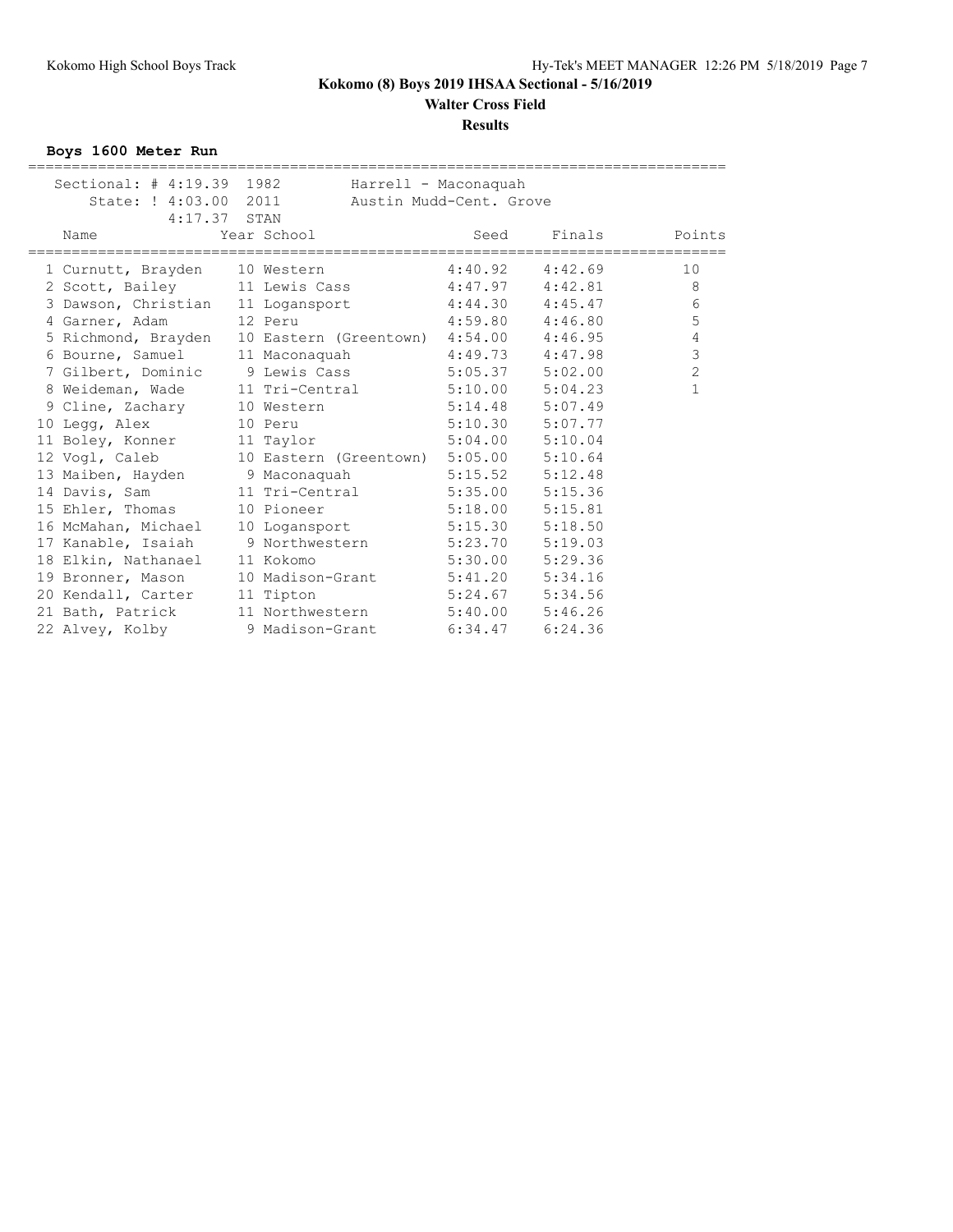# Kokomo (8) Boys 2019 IHSAA Sectional - 5/16/2019

## Walter Cross Field

## Results

### Boys 1600 Meter Run

Sectional: # 4:19.39 1982 Harrell - Maconaquah
State: ! 4:03.00 2011 Austin Mudd-Cent. Grove
4:17.37 STAN

| | Name | Year | School | Seed | Finals | Points |
|---|---|---|---|---|---|---|
| 1 | Curnutt, Brayden | 10 | Western | 4:40.92 | 4:42.69 | 10 |
| 2 | Scott, Bailey | 11 | Lewis Cass | 4:47.97 | 4:42.81 | 8 |
| 3 | Dawson, Christian | 11 | Logansport | 4:44.30 | 4:45.47 | 6 |
| 4 | Garner, Adam | 12 | Peru | 4:59.80 | 4:46.80 | 5 |
| 5 | Richmond, Brayden | 10 | Eastern (Greentown) | 4:54.00 | 4:46.95 | 4 |
| 6 | Bourne, Samuel | 11 | Maconaquah | 4:49.73 | 4:47.98 | 3 |
| 7 | Gilbert, Dominic | 9 | Lewis Cass | 5:05.37 | 5:02.00 | 2 |
| 8 | Weideman, Wade | 11 | Tri-Central | 5:10.00 | 5:04.23 | 1 |
| 9 | Cline, Zachary | 10 | Western | 5:14.48 | 5:07.49 | |
| 10 | Legg, Alex | 10 | Peru | 5:10.30 | 5:07.77 | |
| 11 | Boley, Konner | 11 | Taylor | 5:04.00 | 5:10.04 | |
| 12 | Vogl, Caleb | 10 | Eastern (Greentown) | 5:05.00 | 5:10.64 | |
| 13 | Maiben, Hayden | 9 | Maconaquah | 5:15.52 | 5:12.48 | |
| 14 | Davis, Sam | 11 | Tri-Central | 5:35.00 | 5:15.36 | |
| 15 | Ehler, Thomas | 10 | Pioneer | 5:18.00 | 5:15.81 | |
| 16 | McMahan, Michael | 10 | Logansport | 5:15.30 | 5:18.50 | |
| 17 | Kanable, Isaiah | 9 | Northwestern | 5:23.70 | 5:19.03 | |
| 18 | Elkin, Nathanael | 11 | Kokomo | 5:30.00 | 5:29.36 | |
| 19 | Bronner, Mason | 10 | Madison-Grant | 5:41.20 | 5:34.16 | |
| 20 | Kendall, Carter | 11 | Tipton | 5:24.67 | 5:34.56 | |
| 21 | Bath, Patrick | 11 | Northwestern | 5:40.00 | 5:46.26 | |
| 22 | Alvey, Kolby | 9 | Madison-Grant | 6:34.47 | 6:24.36 | |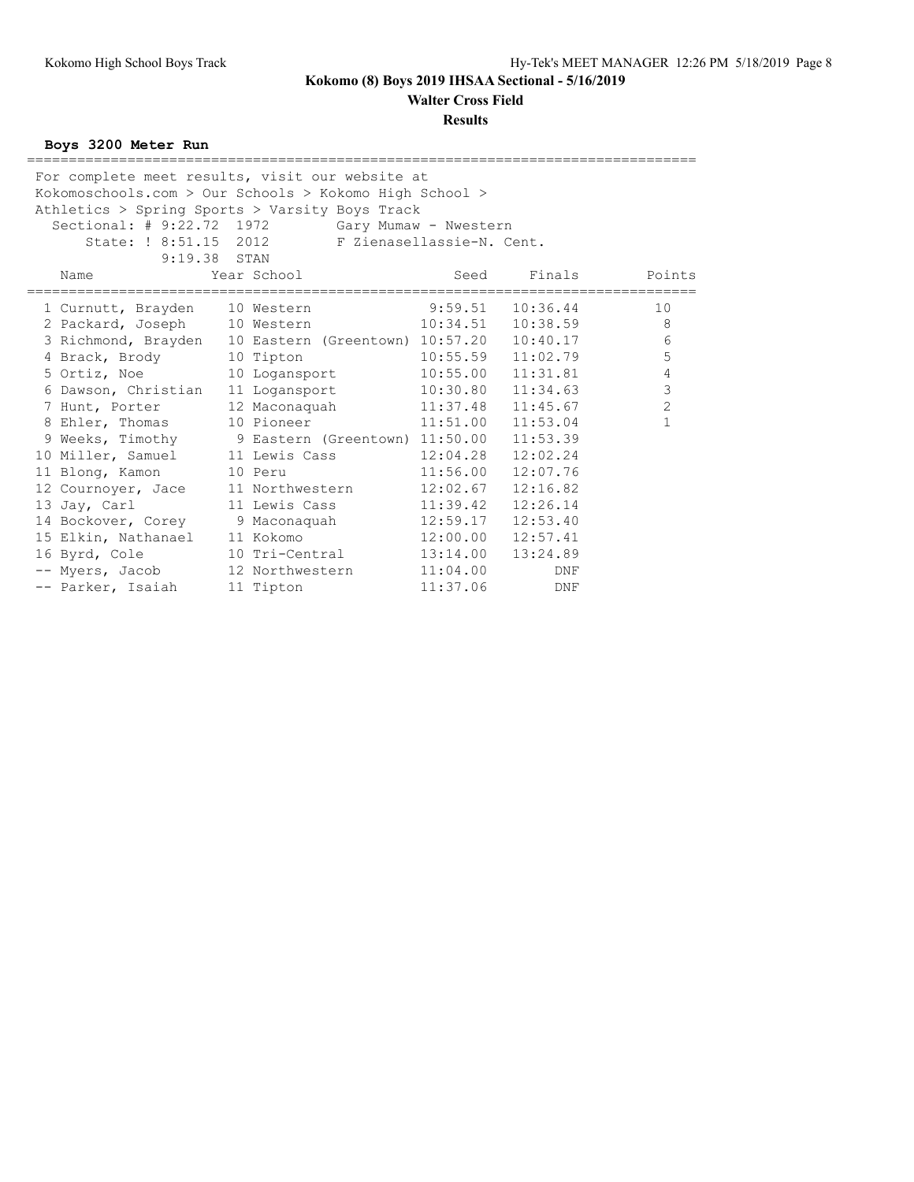# Kokomo (8) Boys 2019 IHSAA Sectional - 5/16/2019

## Walter Cross Field

### Results

**Boys 3200 Meter Run**

For complete meet results, visit our website at Kokomoschools.com > Our Schools > Kokomo High School > Athletics > Spring Sports > Varsity Boys Track

Sectional: # 9:22.72 1972 Gary Mumaw - Nwestern
State: ! 8:51.15 2012 F Zienasellassie-N. Cent.
9:19.38 STAN

| Place | Name | Year | School | Seed | Finals | Points |
|---|---|---|---|---|---|---|
| 1 | Curnutt, Brayden | 10 | Western | 9:59.51 | 10:36.44 | 10 |
| 2 | Packard, Joseph | 10 | Western | 10:34.51 | 10:38.59 | 8 |
| 3 | Richmond, Brayden | 10 | Eastern (Greentown) | 10:57.20 | 10:40.17 | 6 |
| 4 | Brack, Brody | 10 | Tipton | 10:55.59 | 11:02.79 | 5 |
| 5 | Ortiz, Noe | 10 | Logansport | 10:55.00 | 11:31.81 | 4 |
| 6 | Dawson, Christian | 11 | Logansport | 10:30.80 | 11:34.63 | 3 |
| 7 | Hunt, Porter | 12 | Maconaquah | 11:37.48 | 11:45.67 | 2 |
| 8 | Ehler, Thomas | 10 | Pioneer | 11:51.00 | 11:53.04 | 1 |
| 9 | Weeks, Timothy | 9 | Eastern (Greentown) | 11:50.00 | 11:53.39 | |
| 10 | Miller, Samuel | 11 | Lewis Cass | 12:04.28 | 12:02.24 | |
| 11 | Blong, Kamon | 10 | Peru | 11:56.00 | 12:07.76 | |
| 12 | Cournoyer, Jace | 11 | Northwestern | 12:02.67 | 12:16.82 | |
| 13 | Jay, Carl | 11 | Lewis Cass | 11:39.42 | 12:26.14 | |
| 14 | Bockover, Corey | 9 | Maconaquah | 12:59.17 | 12:53.40 | |
| 15 | Elkin, Nathanael | 11 | Kokomo | 12:00.00 | 12:57.41 | |
| 16 | Byrd, Cole | 10 | Tri-Central | 13:14.00 | 13:24.89 | |
| -- | Myers, Jacob | 12 | Northwestern | 11:04.00 | DNF | |
| -- | Parker, Isaiah | 11 | Tipton | 11:37.06 | DNF | |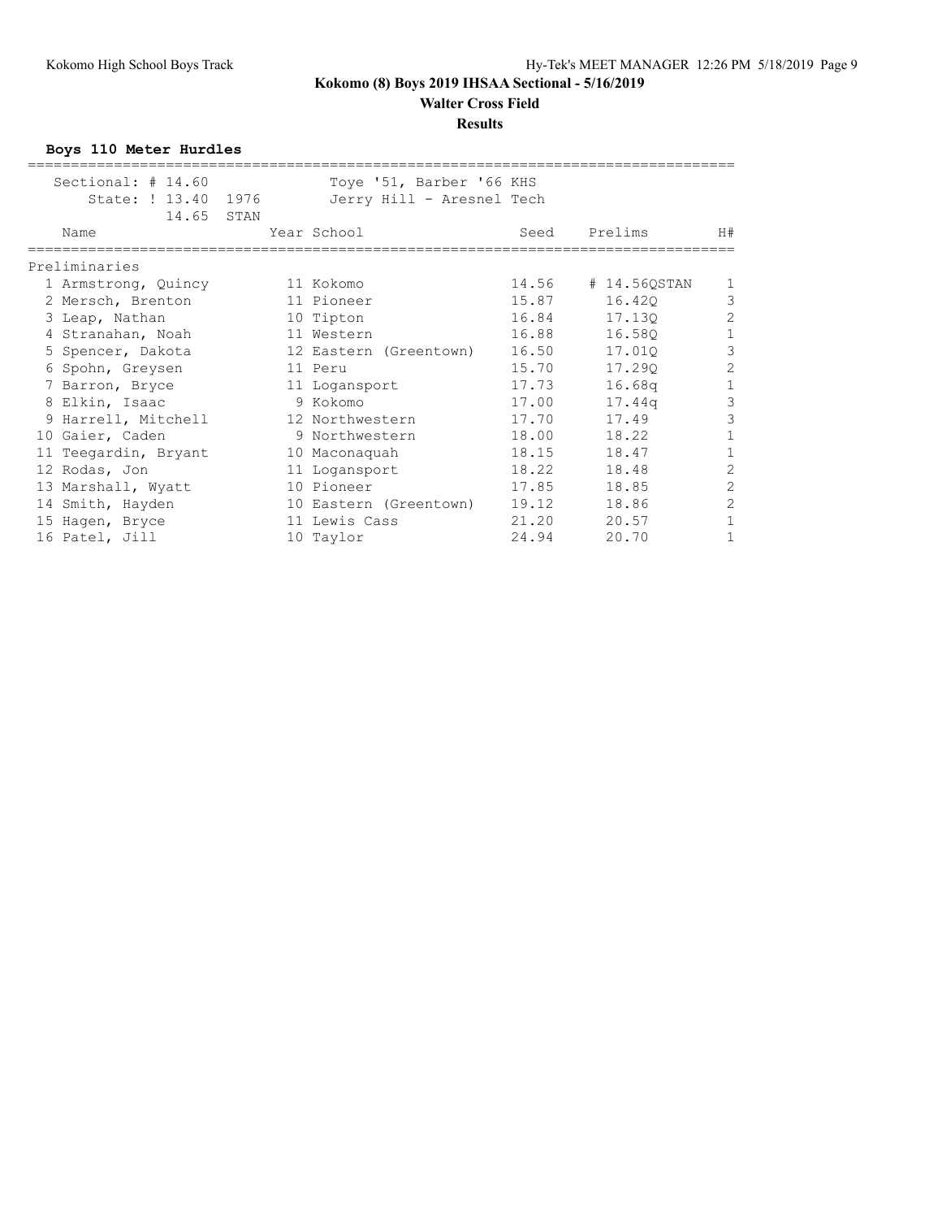# Kokomo (8) Boys 2019 IHSAA Sectional - 5/16/2019

## Walter Cross Field

## Results

### Boys 110 Meter Hurdles

| Record | Time | Year | Holder |
|---|---|---|---|
| Sectional: # | 14.60 | | Toye '51, Barber '66 KHS |
| State: ! | 13.40 | 1976 | Jerry Hill - Aresnel Tech |
| | 14.65 | STAN | |

**Preliminaries**

| Place | Name | Year | School | Seed | Prelims | H# |
|---|---|---|---|---|---|---|
| 1 | Armstrong, Quincy | 11 | Kokomo | 14.56 | # 14.56QSTAN | 1 |
| 2 | Mersch, Brenton | 11 | Pioneer | 15.87 | 16.42Q | 3 |
| 3 | Leap, Nathan | 10 | Tipton | 16.84 | 17.13Q | 2 |
| 4 | Stranahan, Noah | 11 | Western | 16.88 | 16.58Q | 1 |
| 5 | Spencer, Dakota | 12 | Eastern (Greentown) | 16.50 | 17.01Q | 3 |
| 6 | Spohn, Greysen | 11 | Peru | 15.70 | 17.29Q | 2 |
| 7 | Barron, Bryce | 11 | Logansport | 17.73 | 16.68q | 1 |
| 8 | Elkin, Isaac | 9 | Kokomo | 17.00 | 17.44q | 3 |
| 9 | Harrell, Mitchell | 12 | Northwestern | 17.70 | 17.49 | 3 |
| 10 | Gaier, Caden | 9 | Northwestern | 18.00 | 18.22 | 1 |
| 11 | Teegardin, Bryant | 10 | Maconaquah | 18.15 | 18.47 | 1 |
| 12 | Rodas, Jon | 11 | Logansport | 18.22 | 18.48 | 2 |
| 13 | Marshall, Wyatt | 10 | Pioneer | 17.85 | 18.85 | 2 |
| 14 | Smith, Hayden | 10 | Eastern (Greentown) | 19.12 | 18.86 | 2 |
| 15 | Hagen, Bryce | 11 | Lewis Cass | 21.20 | 20.57 | 1 |
| 16 | Patel, Jill | 10 | Taylor | 24.94 | 20.70 | 1 |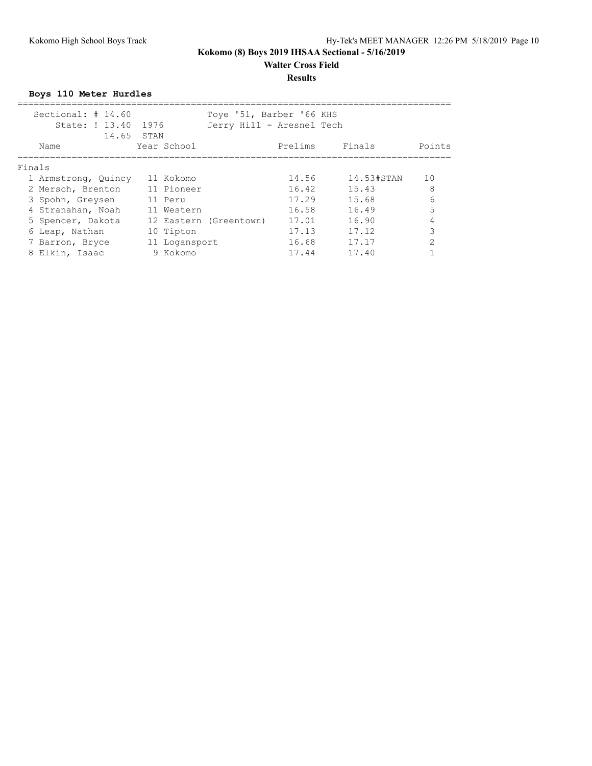**Kokomo (8) Boys 2019 IHSAA Sectional - 5/16/2019**

**Walter Cross Field**

**Results**

### Boys 110 Meter Hurdles

Sectional: # 14.60 Toye '51, Barber '66 KHS

State: ! 13.40 1976 Jerry Hill - Aresnel Tech

14.65 STAN

Finals

| Place | Name | Year | School | Prelims | Finals | Points |
|---|---|---|---|---|---|---|
| 1 | Armstrong, Quincy | 11 | Kokomo | 14.56 | 14.53#STAN | 10 |
| 2 | Mersch, Brenton | 11 | Pioneer | 16.42 | 15.43 | 8 |
| 3 | Spohn, Greysen | 11 | Peru | 17.29 | 15.68 | 6 |
| 4 | Stranahan, Noah | 11 | Western | 16.58 | 16.49 | 5 |
| 5 | Spencer, Dakota | 12 | Eastern (Greentown) | 17.01 | 16.90 | 4 |
| 6 | Leap, Nathan | 10 | Tipton | 17.13 | 17.12 | 3 |
| 7 | Barron, Bryce | 11 | Logansport | 16.68 | 17.17 | 2 |
| 8 | Elkin, Isaac | 9 | Kokomo | 17.44 | 17.40 | 1 |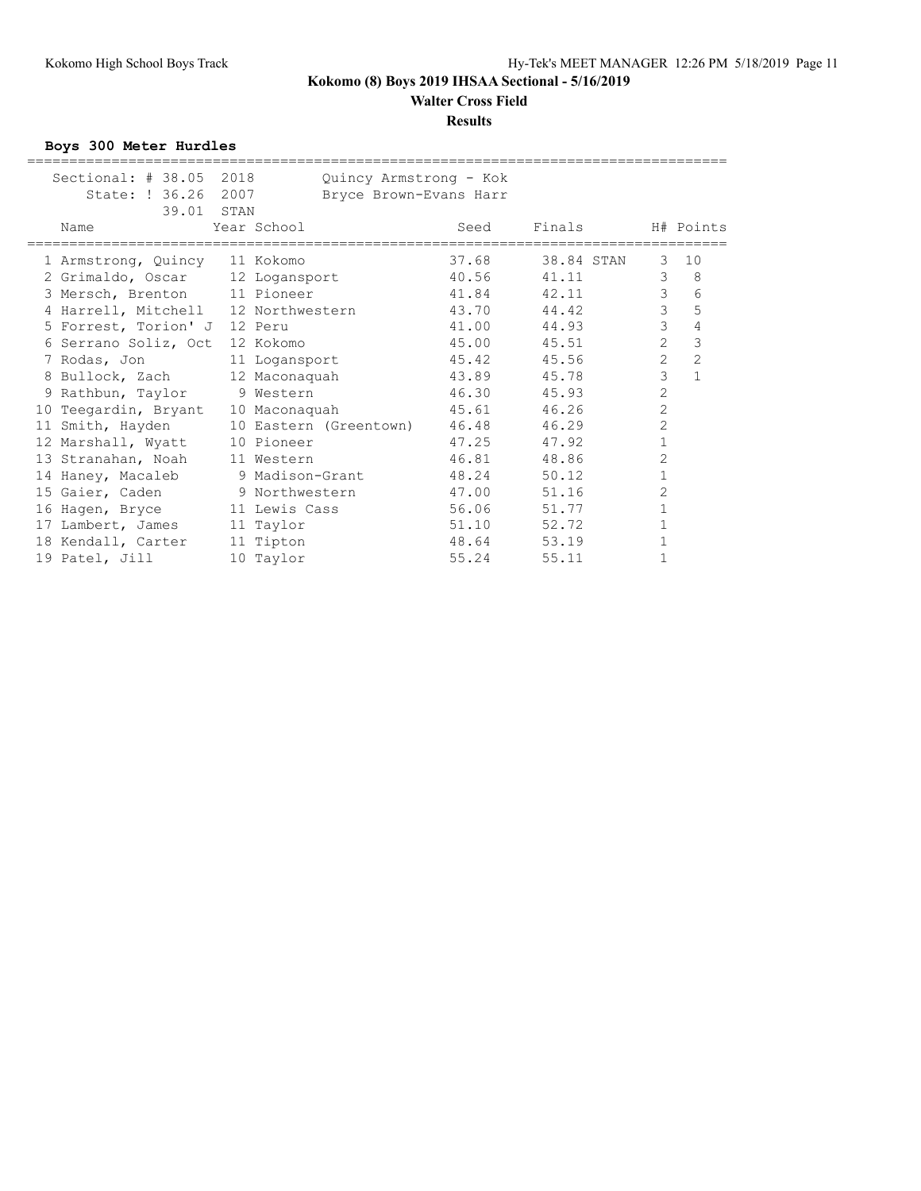# Kokomo (8) Boys 2019 IHSAA Sectional - 5/16/2019

## Walter Cross Field

### Results

**Boys 300 Meter Hurdles**

| | | | |
|---|---|---|---|
| Sectional: # 38.05 | 2018 | Quincy Armstrong - Kok | |
| State: ! 36.26 | 2007 | Bryce Brown-Evans Harr | |
| 39.01 | STAN | | |

| | Name | Year | School | Seed | Finals | | H# | Points |
|---|---|---|---|---|---|---|---|---|
| 1 | Armstrong, Quincy | 11 | Kokomo | 37.68 | 38.84 | STAN | 3 | 10 |
| 2 | Grimaldo, Oscar | 12 | Logansport | 40.56 | 41.11 | | 3 | 8 |
| 3 | Mersch, Brenton | 11 | Pioneer | 41.84 | 42.11 | | 3 | 6 |
| 4 | Harrell, Mitchell | 12 | Northwestern | 43.70 | 44.42 | | 3 | 5 |
| 5 | Forrest, Torion' J | 12 | Peru | 41.00 | 44.93 | | 3 | 4 |
| 6 | Serrano Soliz, Oct | 12 | Kokomo | 45.00 | 45.51 | | 2 | 3 |
| 7 | Rodas, Jon | 11 | Logansport | 45.42 | 45.56 | | 2 | 2 |
| 8 | Bullock, Zach | 12 | Maconaquah | 43.89 | 45.78 | | 3 | 1 |
| 9 | Rathbun, Taylor | 9 | Western | 46.30 | 45.93 | | 2 | |
| 10 | Teegardin, Bryant | 10 | Maconaquah | 45.61 | 46.26 | | 2 | |
| 11 | Smith, Hayden | 10 | Eastern (Greentown) | 46.48 | 46.29 | | 2 | |
| 12 | Marshall, Wyatt | 10 | Pioneer | 47.25 | 47.92 | | 1 | |
| 13 | Stranahan, Noah | 11 | Western | 46.81 | 48.86 | | 2 | |
| 14 | Haney, Macaleb | 9 | Madison-Grant | 48.24 | 50.12 | | 1 | |
| 15 | Gaier, Caden | 9 | Northwestern | 47.00 | 51.16 | | 2 | |
| 16 | Hagen, Bryce | 11 | Lewis Cass | 56.06 | 51.77 | | 1 | |
| 17 | Lambert, James | 11 | Taylor | 51.10 | 52.72 | | 1 | |
| 18 | Kendall, Carter | 11 | Tipton | 48.64 | 53.19 | | 1 | |
| 19 | Patel, Jill | 10 | Taylor | 55.24 | 55.11 | | 1 | |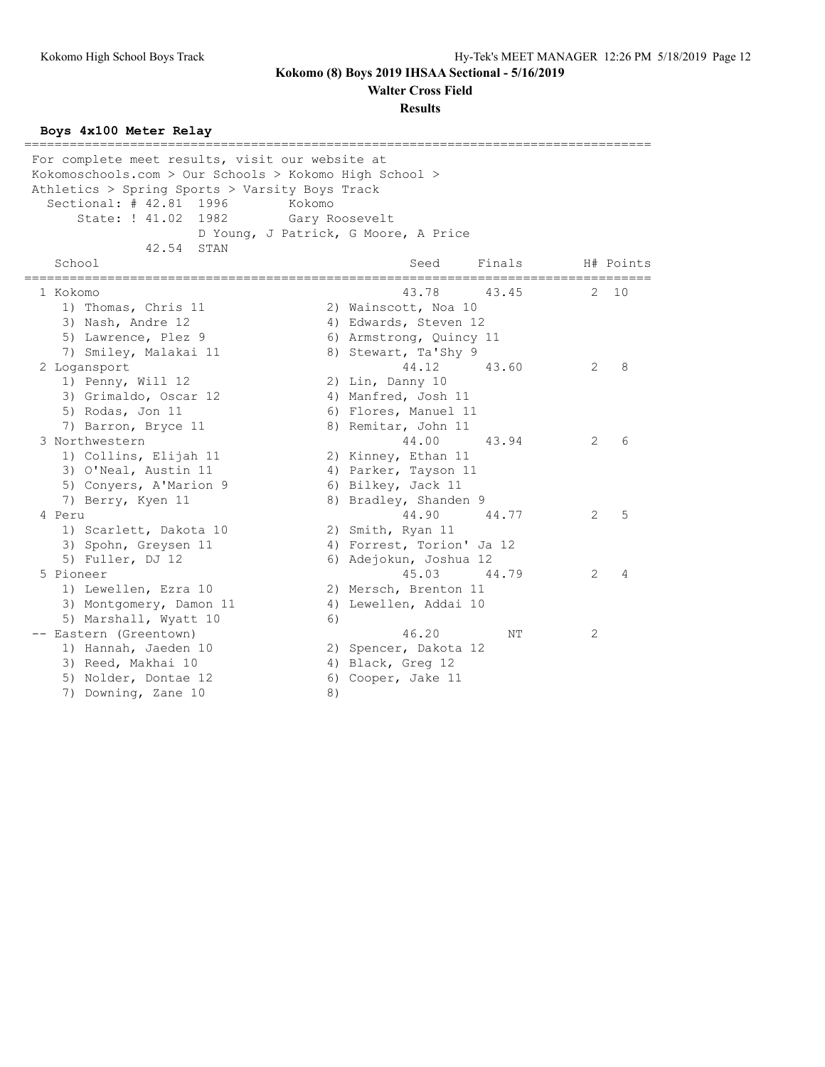# Kokomo (8) Boys 2019 IHSAA Sectional - 5/16/2019

## Walter Cross Field

### Results

**Boys 4x100 Meter Relay**

```
===============================================================================
 For complete meet results, visit our website at
 Kokomoschools.com > Our Schools > Kokomo High School >
 Athletics > Spring Sports > Varsity Boys Track
   Sectional: # 42.81  1996        Kokomo
       State: ! 41.02  1982        Gary Roosevelt
                D Young, J Patrick, G Moore, A Price
             42.54  STAN
    School                                       Seed     Finals        H# Points
===============================================================================
  1 Kokomo                                        43.78      43.45        2  10
     1) Thomas, Chris 11               2) Wainscott, Noa 10
     3) Nash, Andre 12                 4) Edwards, Steven 12
     5) Lawrence, Plez 9               6) Armstrong, Quincy 11
     7) Smiley, Malakai 11             8) Stewart, Ta'Shy 9
  2 Logansport                                    44.12      43.60        2   8
     1) Penny, Will 12                 2) Lin, Danny 10
     3) Grimaldo, Oscar 12             4) Manfred, Josh 11
     5) Rodas, Jon 11                  6) Flores, Manuel 11
     7) Barron, Bryce 11               8) Remitar, John 11
  3 Northwestern                                  44.00      43.94        2   6
     1) Collins, Elijah 11             2) Kinney, Ethan 11
     3) O'Neal, Austin 11              4) Parker, Tayson 11
     5) Conyers, A'Marion 9            6) Bilkey, Jack 11
     7) Berry, Kyen 11                 8) Bradley, Shanden 9
  4 Peru                                          44.90      44.77        2   5
     1) Scarlett, Dakota 10            2) Smith, Ryan 11
     3) Spohn, Greysen 11              4) Forrest, Torion' Ja 12
     5) Fuller, DJ 12                  6) Adejokun, Joshua 12
  5 Pioneer                                       45.03      44.79        2   4
     1) Lewellen, Ezra 10              2) Mersch, Brenton 11
     3) Montgomery, Damon 11           4) Lewellen, Addai 10
     5) Marshall, Wyatt 10             6)
 -- Eastern (Greentown)                           46.20         NT        2
     1) Hannah, Jaeden 10              2) Spencer, Dakota 12
     3) Reed, Makhai 10                4) Black, Greg 12
     5) Nolder, Dontae 12              6) Cooper, Jake 11
     7) Downing, Zane 10               8)
```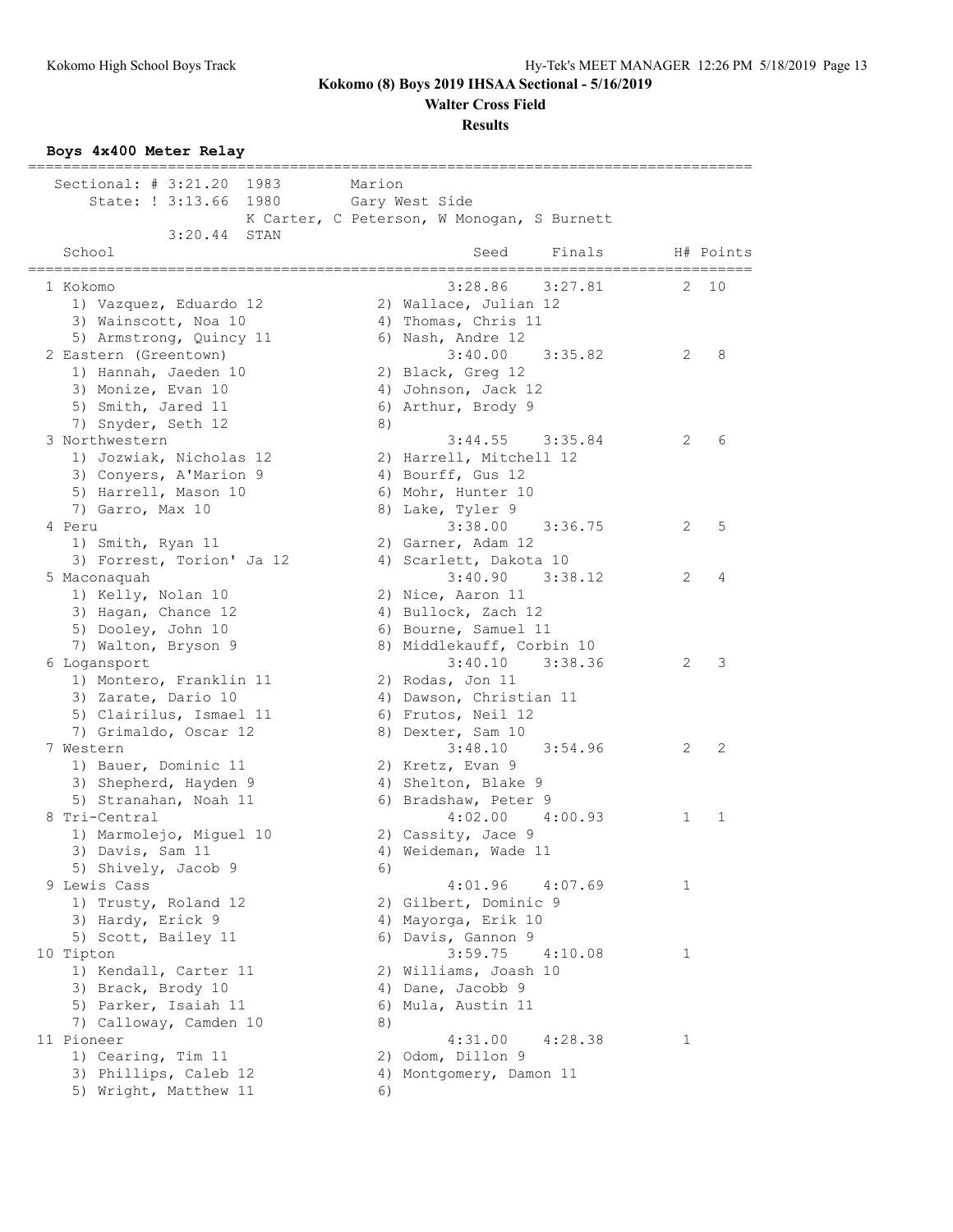**Kokomo (8) Boys 2019 IHSAA Sectional - 5/16/2019**

**Walter Cross Field**

**Results**

### Boys 4x400 Meter Relay

Sectional: # 3:21.20 1983 Marion

State: ! 3:13.66 1980 Gary West Side
K Carter, C Peterson, W Monogan, S Burnett

3:20.44 STAN

| | School | Seed | Finals | H# | Points |
|---|---|---|---|---|---|
| 1 | Kokomo | 3:28.86 | 3:27.81 | 2 | 10 |
| | 1) Vazquez, Eduardo 12; 2) Wallace, Julian 12; 3) Wainscott, Noa 10; 4) Thomas, Chris 11; 5) Armstrong, Quincy 11; 6) Nash, Andre 12 | | | | |
| 2 | Eastern (Greentown) | 3:40.00 | 3:35.82 | 2 | 8 |
| | 1) Hannah, Jaeden 10; 2) Black, Greg 12; 3) Monize, Evan 10; 4) Johnson, Jack 12; 5) Smith, Jared 11; 6) Arthur, Brody 9; 7) Snyder, Seth 12; 8) | | | | |
| 3 | Northwestern | 3:44.55 | 3:35.84 | 2 | 6 |
| | 1) Jozwiak, Nicholas 12; 2) Harrell, Mitchell 12; 3) Conyers, A'Marion 9; 4) Bourff, Gus 12; 5) Harrell, Mason 10; 6) Mohr, Hunter 10; 7) Garro, Max 10; 8) Lake, Tyler 9 | | | | |
| 4 | Peru | 3:38.00 | 3:36.75 | 2 | 5 |
| | 1) Smith, Ryan 11; 2) Garner, Adam 12; 3) Forrest, Torion' Ja 12; 4) Scarlett, Dakota 10 | | | | |
| 5 | Maconaquah | 3:40.90 | 3:38.12 | 2 | 4 |
| | 1) Kelly, Nolan 10; 2) Nice, Aaron 11; 3) Hagan, Chance 12; 4) Bullock, Zach 12; 5) Dooley, John 10; 6) Bourne, Samuel 11; 7) Walton, Bryson 9; 8) Middlekauff, Corbin 10 | | | | |
| 6 | Logansport | 3:40.10 | 3:38.36 | 2 | 3 |
| | 1) Montero, Franklin 11; 2) Rodas, Jon 11; 3) Zarate, Dario 10; 4) Dawson, Christian 11; 5) Clairilus, Ismael 11; 6) Frutos, Neil 12; 7) Grimaldo, Oscar 12; 8) Dexter, Sam 10 | | | | |
| 7 | Western | 3:48.10 | 3:54.96 | 2 | 2 |
| | 1) Bauer, Dominic 11; 2) Kretz, Evan 9; 3) Shepherd, Hayden 9; 4) Shelton, Blake 9; 5) Stranahan, Noah 11; 6) Bradshaw, Peter 9 | | | | |
| 8 | Tri-Central | 4:02.00 | 4:00.93 | 1 | 1 |
| | 1) Marmolejo, Miguel 10; 2) Cassity, Jace 9; 3) Davis, Sam 11; 4) Weideman, Wade 11; 5) Shively, Jacob 9; 6) | | | | |
| 9 | Lewis Cass | 4:01.96 | 4:07.69 | 1 | |
| | 1) Trusty, Roland 12; 2) Gilbert, Dominic 9; 3) Hardy, Erick 9; 4) Mayorga, Erik 10; 5) Scott, Bailey 11; 6) Davis, Gannon 9 | | | | |
| 10 | Tipton | 3:59.75 | 4:10.08 | 1 | |
| | 1) Kendall, Carter 11; 2) Williams, Joash 10; 3) Brack, Brody 10; 4) Dane, Jacobb 9; 5) Parker, Isaiah 11; 6) Mula, Austin 11; 7) Calloway, Camden 10; 8) | | | | |
| 11 | Pioneer | 4:31.00 | 4:28.38 | 1 | |
| | 1) Cearing, Tim 11; 2) Odom, Dillon 9; 3) Phillips, Caleb 12; 4) Montgomery, Damon 11; 5) Wright, Matthew 11; 6) | | | | |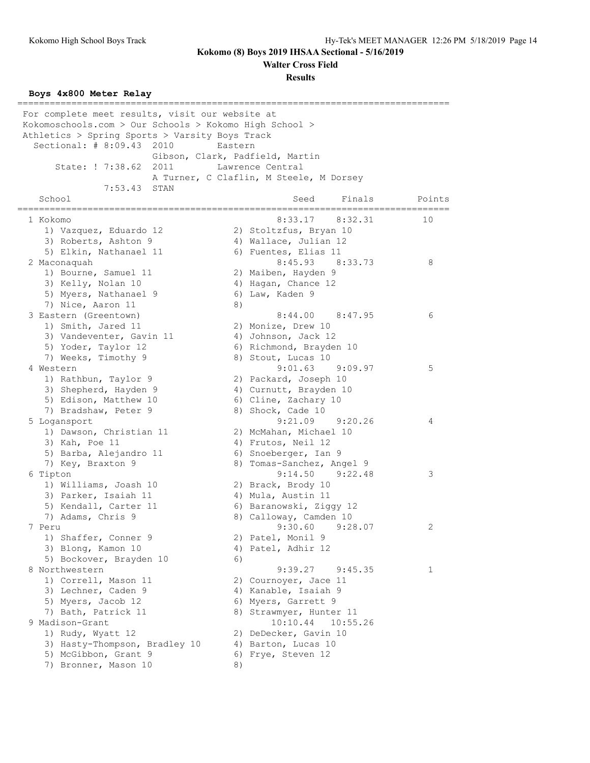**Kokomo (8) Boys 2019 IHSAA Sectional - 5/16/2019**

**Walter Cross Field**

**Results**

### Boys 4x800 Meter Relay

For complete meet results, visit our website at Kokomoschools.com > Our Schools > Kokomo High School > Athletics > Spring Sports > Varsity Boys Track

Sectional: # 8:09.43 2010 Eastern — Gibson, Clark, Padfield, Martin

State: ! 7:38.62 2011 Lawrence Central — A Turner, C Claflin, M Steele, M Dorsey

7:53.43 STAN

| Place | School | Seed | Finals | Points |
|---|---|---|---|---|
| 1 | Kokomo | 8:33.17 | 8:32.31 | 10 |
| | 1) Vazquez, Eduardo 12; 2) Stoltzfus, Bryan 10; 3) Roberts, Ashton 9; 4) Wallace, Julian 12; 5) Elkin, Nathanael 11; 6) Fuentes, Elias 11 | | | |
| 2 | Maconaquah | 8:45.93 | 8:33.73 | 8 |
| | 1) Bourne, Samuel 11; 2) Maiben, Hayden 9; 3) Kelly, Nolan 10; 4) Hagan, Chance 12; 5) Myers, Nathanael 9; 6) Law, Kaden 9; 7) Nice, Aaron 11; 8) | | | |
| 3 | Eastern (Greentown) | 8:44.00 | 8:47.95 | 6 |
| | 1) Smith, Jared 11; 2) Monize, Drew 10; 3) Vandeventer, Gavin 11; 4) Johnson, Jack 12; 5) Yoder, Taylor 12; 6) Richmond, Brayden 10; 7) Weeks, Timothy 9; 8) Stout, Lucas 10 | | | |
| 4 | Western | 9:01.63 | 9:09.97 | 5 |
| | 1) Rathbun, Taylor 9; 2) Packard, Joseph 10; 3) Shepherd, Hayden 9; 4) Curnutt, Brayden 10; 5) Edison, Matthew 10; 6) Cline, Zachary 10; 7) Bradshaw, Peter 9; 8) Shock, Cade 10 | | | |
| 5 | Logansport | 9:21.09 | 9:20.26 | 4 |
| | 1) Dawson, Christian 11; 2) McMahan, Michael 10; 3) Kah, Poe 11; 4) Frutos, Neil 12; 5) Barba, Alejandro 11; 6) Snoeberger, Ian 9; 7) Key, Braxton 9; 8) Tomas-Sanchez, Angel 9 | | | |
| 6 | Tipton | 9:14.50 | 9:22.48 | 3 |
| | 1) Williams, Joash 10; 2) Brack, Brody 10; 3) Parker, Isaiah 11; 4) Mula, Austin 11; 5) Kendall, Carter 11; 6) Baranowski, Ziggy 12; 7) Adams, Chris 9; 8) Calloway, Camden 10 | | | |
| 7 | Peru | 9:30.60 | 9:28.07 | 2 |
| | 1) Shaffer, Conner 9; 2) Patel, Monil 9; 3) Blong, Kamon 10; 4) Patel, Adhir 12; 5) Bockover, Brayden 10; 6) | | | |
| 8 | Northwestern | 9:39.27 | 9:45.35 | 1 |
| | 1) Correll, Mason 11; 2) Cournoyer, Jace 11; 3) Lechner, Caden 9; 4) Kanable, Isaiah 9; 5) Myers, Jacob 12; 6) Myers, Garrett 9; 7) Bath, Patrick 11; 8) Strawmyer, Hunter 11 | | | |
| 9 | Madison-Grant | 10:10.44 | 10:55.26 | |
| | 1) Rudy, Wyatt 12; 2) DeDecker, Gavin 10; 3) Hasty-Thompson, Bradley 10; 4) Barton, Lucas 10; 5) McGibbon, Grant 9; 6) Frye, Steven 12; 7) Bronner, Mason 10; 8) | | | |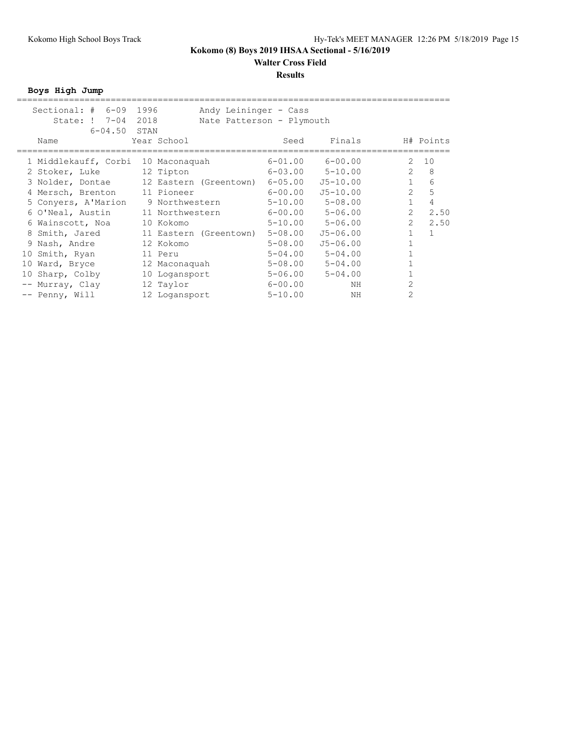# Kokomo (8) Boys 2019 IHSAA Sectional - 5/16/2019

## Walter Cross Field

### Results

**Boys High Jump**

| | | | |
|---|---|---|---|
| Sectional: # | 6-09 | 1996 | Andy Leininger - Cass |
| State: ! | 7-04 | 2018 | Nate Patterson - Plymouth |
| | 6-04.50 | STAN | |

| Place | Name | Year | School | Seed | Finals | H# | Points |
|---|---|---|---|---|---|---|---|
| 1 | Middlekauff, Corbi | 10 | Maconaquah | 6-01.00 | 6-00.00 | 2 | 10 |
| 2 | Stoker, Luke | 12 | Tipton | 6-03.00 | 5-10.00 | 2 | 8 |
| 3 | Nolder, Dontae | 12 | Eastern (Greentown) | 6-05.00 | J5-10.00 | 1 | 6 |
| 4 | Mersch, Brenton | 11 | Pioneer | 6-00.00 | J5-10.00 | 2 | 5 |
| 5 | Conyers, A'Marion | 9 | Northwestern | 5-10.00 | 5-08.00 | 1 | 4 |
| 6 | O'Neal, Austin | 11 | Northwestern | 6-00.00 | 5-06.00 | 2 | 2.50 |
| 6 | Wainscott, Noa | 10 | Kokomo | 5-10.00 | 5-06.00 | 2 | 2.50 |
| 8 | Smith, Jared | 11 | Eastern (Greentown) | 5-08.00 | J5-06.00 | 1 | 1 |
| 9 | Nash, Andre | 12 | Kokomo | 5-08.00 | J5-06.00 | 1 | |
| 10 | Smith, Ryan | 11 | Peru | 5-04.00 | 5-04.00 | 1 | |
| 10 | Ward, Bryce | 12 | Maconaquah | 5-08.00 | 5-04.00 | 1 | |
| 10 | Sharp, Colby | 10 | Logansport | 5-06.00 | 5-04.00 | 1 | |
| -- | Murray, Clay | 12 | Taylor | 6-00.00 | NH | 2 | |
| -- | Penny, Will | 12 | Logansport | 5-10.00 | NH | 2 | |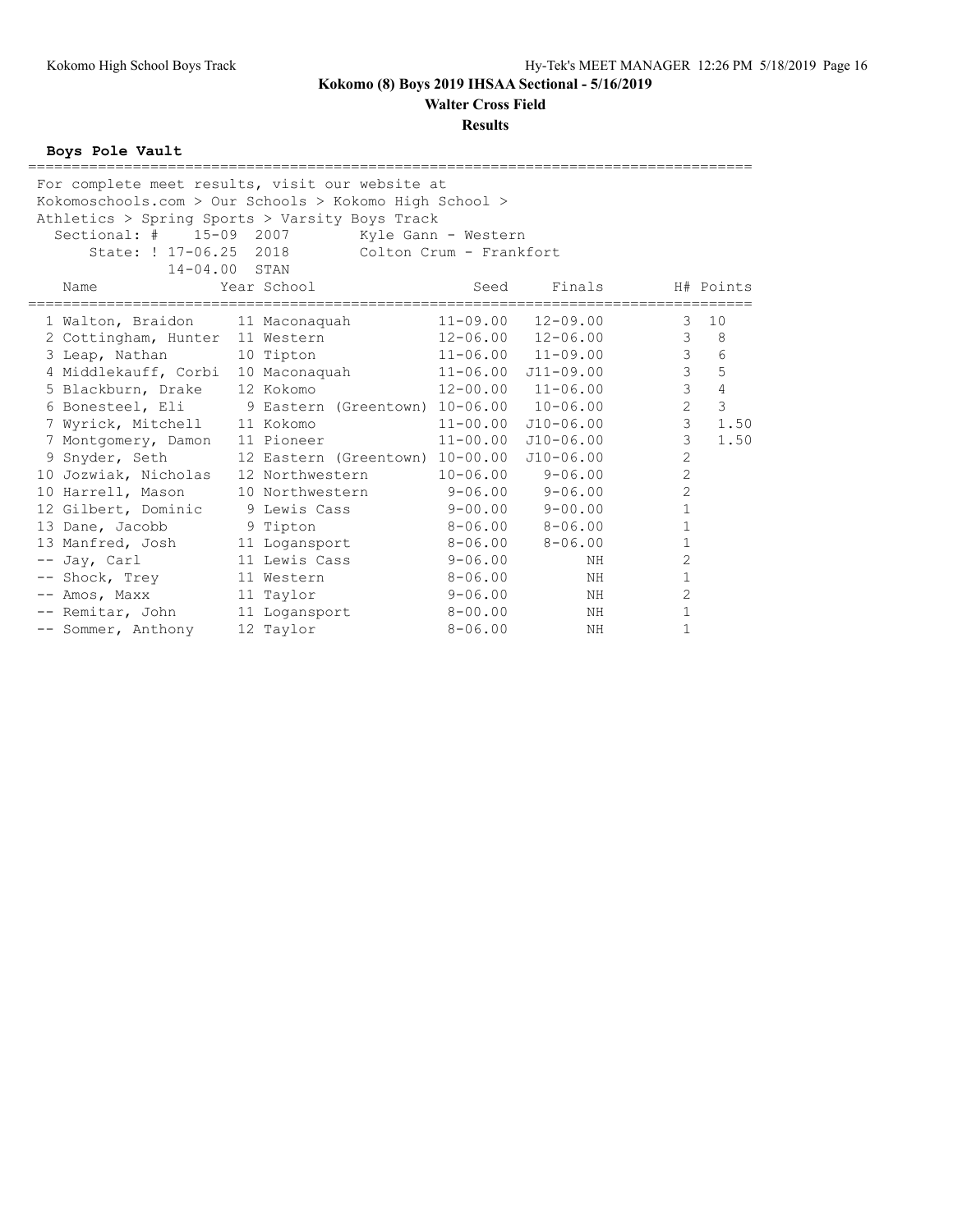# Kokomo (8) Boys 2019 IHSAA Sectional - 5/16/2019

## Walter Cross Field

### Results

**Boys Pole Vault**

For complete meet results, visit our website at
Kokomoschools.com > Our Schools > Kokomo High School >
Athletics > Spring Sports > Varsity Boys Track

Sectional: # 15-09 2007 Kyle Gann - Western
State: ! 17-06.25 2018 Colton Crum - Frankfort
14-04.00 STAN

| | Name | Year | School | Seed | Finals | H# | Points |
|---|---|---|---|---|---|---|---|
| 1 | Walton, Braidon | 11 | Maconaquah | 11-09.00 | 12-09.00 | 3 | 10 |
| 2 | Cottingham, Hunter | 11 | Western | 12-06.00 | 12-06.00 | 3 | 8 |
| 3 | Leap, Nathan | 10 | Tipton | 11-06.00 | 11-09.00 | 3 | 6 |
| 4 | Middlekauff, Corbi | 10 | Maconaquah | 11-06.00 | J11-09.00 | 3 | 5 |
| 5 | Blackburn, Drake | 12 | Kokomo | 12-00.00 | 11-06.00 | 3 | 4 |
| 6 | Bonesteel, Eli | 9 | Eastern (Greentown) | 10-06.00 | 10-06.00 | 2 | 3 |
| 7 | Wyrick, Mitchell | 11 | Kokomo | 11-00.00 | J10-06.00 | 3 | 1.50 |
| 7 | Montgomery, Damon | 11 | Pioneer | 11-00.00 | J10-06.00 | 3 | 1.50 |
| 9 | Snyder, Seth | 12 | Eastern (Greentown) | 10-00.00 | J10-06.00 | 2 | |
| 10 | Jozwiak, Nicholas | 12 | Northwestern | 10-06.00 | 9-06.00 | 2 | |
| 10 | Harrell, Mason | 10 | Northwestern | 9-06.00 | 9-06.00 | 2 | |
| 12 | Gilbert, Dominic | 9 | Lewis Cass | 9-00.00 | 9-00.00 | 1 | |
| 13 | Dane, Jacobb | 9 | Tipton | 8-06.00 | 8-06.00 | 1 | |
| 13 | Manfred, Josh | 11 | Logansport | 8-06.00 | 8-06.00 | 1 | |
| -- | Jay, Carl | 11 | Lewis Cass | 9-06.00 | NH | 2 | |
| -- | Shock, Trey | 11 | Western | 8-06.00 | NH | 1 | |
| -- | Amos, Maxx | 11 | Taylor | 9-06.00 | NH | 2 | |
| -- | Remitar, John | 11 | Logansport | 8-00.00 | NH | 1 | |
| -- | Sommer, Anthony | 12 | Taylor | 8-06.00 | NH | 1 | |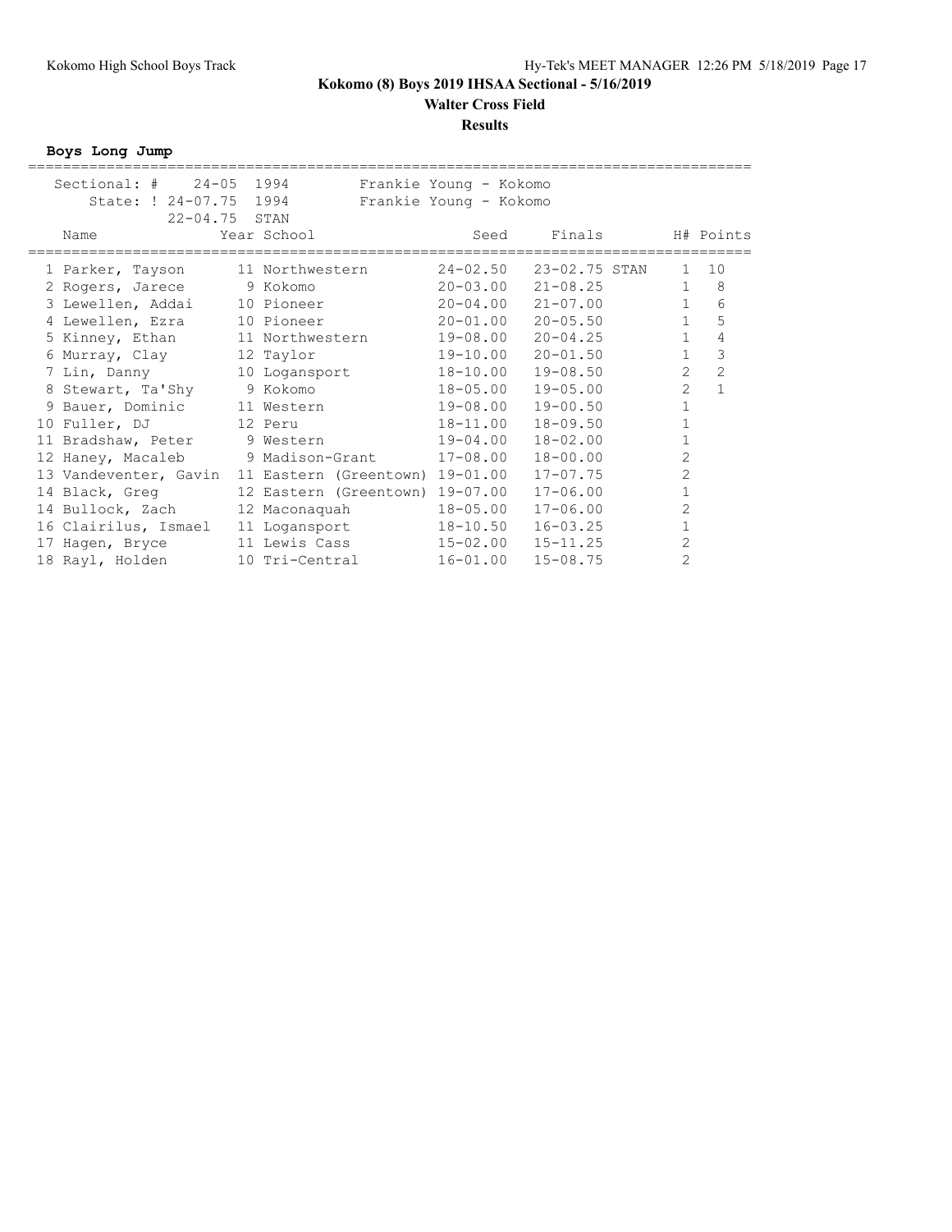# Kokomo (8) Boys 2019 IHSAA Sectional - 5/16/2019

## Walter Cross Field

## Results

**Boys Long Jump**

| Record | Mark | Year | Holder |
|---|---|---|---|
| Sectional: # | 24-05 | 1994 | Frankie Young - Kokomo |
| State: ! | 24-07.75 | 1994 | Frankie Young - Kokomo |
| | 22-04.75 | STAN | |

| Place | Name | Year | School | Seed | Finals | H# | Points |
|---|---|---|---|---|---|---|---|
| 1 | Parker, Tayson | 11 | Northwestern | 24-02.50 | 23-02.75 STAN | 1 | 10 |
| 2 | Rogers, Jarece | 9 | Kokomo | 20-03.00 | 21-08.25 | 1 | 8 |
| 3 | Lewellen, Addai | 10 | Pioneer | 20-04.00 | 21-07.00 | 1 | 6 |
| 4 | Lewellen, Ezra | 10 | Pioneer | 20-01.00 | 20-05.50 | 1 | 5 |
| 5 | Kinney, Ethan | 11 | Northwestern | 19-08.00 | 20-04.25 | 1 | 4 |
| 6 | Murray, Clay | 12 | Taylor | 19-10.00 | 20-01.50 | 1 | 3 |
| 7 | Lin, Danny | 10 | Logansport | 18-10.00 | 19-08.50 | 2 | 2 |
| 8 | Stewart, Ta'Shy | 9 | Kokomo | 18-05.00 | 19-05.00 | 2 | 1 |
| 9 | Bauer, Dominic | 11 | Western | 19-08.00 | 19-00.50 | 1 | |
| 10 | Fuller, DJ | 12 | Peru | 18-11.00 | 18-09.50 | 1 | |
| 11 | Bradshaw, Peter | 9 | Western | 19-04.00 | 18-02.00 | 1 | |
| 12 | Haney, Macaleb | 9 | Madison-Grant | 17-08.00 | 18-00.00 | 2 | |
| 13 | Vandeventer, Gavin | 11 | Eastern (Greentown) | 19-01.00 | 17-07.75 | 2 | |
| 14 | Black, Greg | 12 | Eastern (Greentown) | 19-07.00 | 17-06.00 | 1 | |
| 14 | Bullock, Zach | 12 | Maconaquah | 18-05.00 | 17-06.00 | 2 | |
| 16 | Clairilus, Ismael | 11 | Logansport | 18-10.50 | 16-03.25 | 1 | |
| 17 | Hagen, Bryce | 11 | Lewis Cass | 15-02.00 | 15-11.25 | 2 | |
| 18 | Rayl, Holden | 10 | Tri-Central | 16-01.00 | 15-08.75 | 2 | |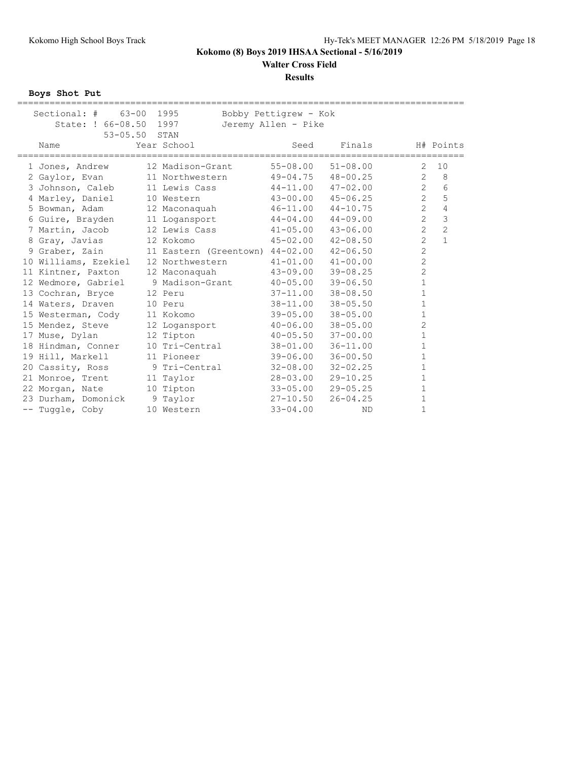# Kokomo (8) Boys 2019 IHSAA Sectional - 5/16/2019

## Walter Cross Field

## Results

**Boys Shot Put**

| | | | |
|---|---|---|---|
| Sectional: # | 63-00 | 1995 | Bobby Pettigrew - Kok |
| State: ! | 66-08.50 | 1997 | Jeremy Allen - Pike |
| | 53-05.50 | STAN | |

| | Name | Year | School | Seed | Finals | H# | Points |
|---|---|---|---|---|---|---|---|
| 1 | Jones, Andrew | 12 | Madison-Grant | 55-08.00 | 51-08.00 | 2 | 10 |
| 2 | Gaylor, Evan | 11 | Northwestern | 49-04.75 | 48-00.25 | 2 | 8 |
| 3 | Johnson, Caleb | 11 | Lewis Cass | 44-11.00 | 47-02.00 | 2 | 6 |
| 4 | Marley, Daniel | 10 | Western | 43-00.00 | 45-06.25 | 2 | 5 |
| 5 | Bowman, Adam | 12 | Maconaquah | 46-11.00 | 44-10.75 | 2 | 4 |
| 6 | Guire, Brayden | 11 | Logansport | 44-04.00 | 44-09.00 | 2 | 3 |
| 7 | Martin, Jacob | 12 | Lewis Cass | 41-05.00 | 43-06.00 | 2 | 2 |
| 8 | Gray, Javias | 12 | Kokomo | 45-02.00 | 42-08.50 | 2 | 1 |
| 9 | Graber, Zain | 11 | Eastern (Greentown) | 44-02.00 | 42-06.50 | 2 | |
| 10 | Williams, Ezekiel | 12 | Northwestern | 41-01.00 | 41-00.00 | 2 | |
| 11 | Kintner, Paxton | 12 | Maconaquah | 43-09.00 | 39-08.25 | 2 | |
| 12 | Wedmore, Gabriel | 9 | Madison-Grant | 40-05.00 | 39-06.50 | 1 | |
| 13 | Cochran, Bryce | 12 | Peru | 37-11.00 | 38-08.50 | 1 | |
| 14 | Waters, Draven | 10 | Peru | 38-11.00 | 38-05.50 | 1 | |
| 15 | Westerman, Cody | 11 | Kokomo | 39-05.00 | 38-05.00 | 1 | |
| 15 | Mendez, Steve | 12 | Logansport | 40-06.00 | 38-05.00 | 2 | |
| 17 | Muse, Dylan | 12 | Tipton | 40-05.50 | 37-00.00 | 1 | |
| 18 | Hindman, Conner | 10 | Tri-Central | 38-01.00 | 36-11.00 | 1 | |
| 19 | Hill, Markell | 11 | Pioneer | 39-06.00 | 36-00.50 | 1 | |
| 20 | Cassity, Ross | 9 | Tri-Central | 32-08.00 | 32-02.25 | 1 | |
| 21 | Monroe, Trent | 11 | Taylor | 28-03.00 | 29-10.25 | 1 | |
| 22 | Morgan, Nate | 10 | Tipton | 33-05.00 | 29-05.25 | 1 | |
| 23 | Durham, Domonick | 9 | Taylor | 27-10.50 | 26-04.25 | 1 | |
| -- | Tuggle, Coby | 10 | Western | 33-04.00 | ND | 1 | |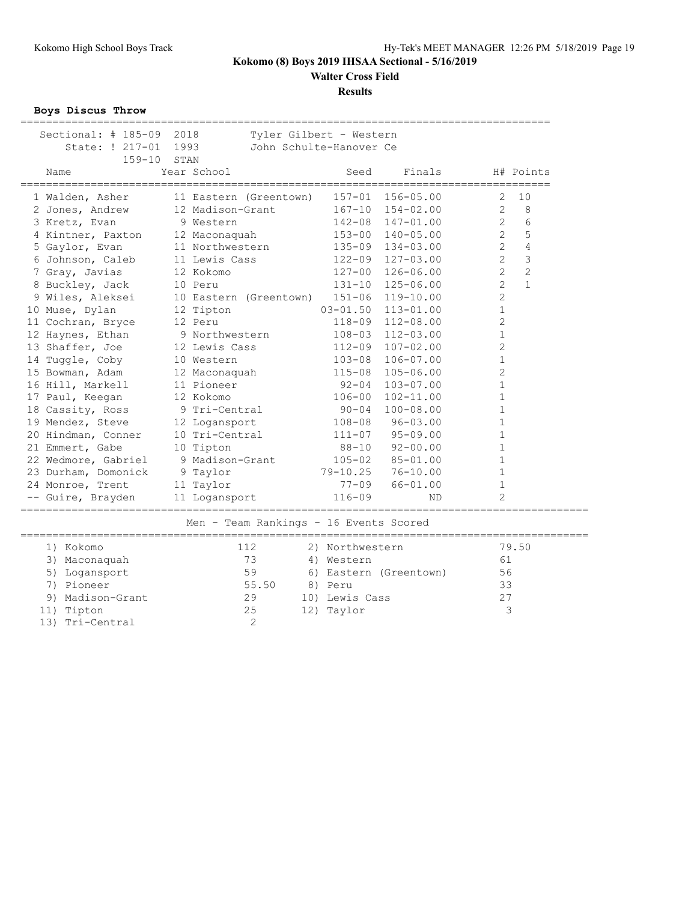# Kokomo (8) Boys 2019 IHSAA Sectional - 5/16/2019

## Walter Cross Field

## Results

### Boys Discus Throw

Sectional: # 185-09 2018 Tyler Gilbert - Western
State: ! 217-01 1993 John Schulte-Hanover Ce
159-10 STAN

| | Name | Year | School | Seed | Finals | H# | Points |
|---|---|---|---|---|---|---|---|
| 1 | Walden, Asher | 11 | Eastern (Greentown) | 157-01 | 156-05.00 | 2 | 10 |
| 2 | Jones, Andrew | 12 | Madison-Grant | 167-10 | 154-02.00 | 2 | 8 |
| 3 | Kretz, Evan | 9 | Western | 142-08 | 147-01.00 | 2 | 6 |
| 4 | Kintner, Paxton | 12 | Maconaquah | 153-00 | 140-05.00 | 2 | 5 |
| 5 | Gaylor, Evan | 11 | Northwestern | 135-09 | 134-03.00 | 2 | 4 |
| 6 | Johnson, Caleb | 11 | Lewis Cass | 122-09 | 127-03.00 | 2 | 3 |
| 7 | Gray, Javias | 12 | Kokomo | 127-00 | 126-06.00 | 2 | 2 |
| 8 | Buckley, Jack | 10 | Peru | 131-10 | 125-06.00 | 2 | 1 |
| 9 | Wiles, Aleksei | 10 | Eastern (Greentown) | 151-06 | 119-10.00 | 2 | |
| 10 | Muse, Dylan | 12 | Tipton | 03-01.50 | 113-01.00 | 1 | |
| 11 | Cochran, Bryce | 12 | Peru | 118-09 | 112-08.00 | 2 | |
| 12 | Haynes, Ethan | 9 | Northwestern | 108-03 | 112-03.00 | 1 | |
| 13 | Shaffer, Joe | 12 | Lewis Cass | 112-09 | 107-02.00 | 2 | |
| 14 | Tuggle, Coby | 10 | Western | 103-08 | 106-07.00 | 1 | |
| 15 | Bowman, Adam | 12 | Maconaquah | 115-08 | 105-06.00 | 2 | |
| 16 | Hill, Markell | 11 | Pioneer | 92-04 | 103-07.00 | 1 | |
| 17 | Paul, Keegan | 12 | Kokomo | 106-00 | 102-11.00 | 1 | |
| 18 | Cassity, Ross | 9 | Tri-Central | 90-04 | 100-08.00 | 1 | |
| 19 | Mendez, Steve | 12 | Logansport | 108-08 | 96-03.00 | 1 | |
| 20 | Hindman, Conner | 10 | Tri-Central | 111-07 | 95-09.00 | 1 | |
| 21 | Emmert, Gabe | 10 | Tipton | 88-10 | 92-00.00 | 1 | |
| 22 | Wedmore, Gabriel | 9 | Madison-Grant | 105-02 | 85-01.00 | 1 | |
| 23 | Durham, Domonick | 9 | Taylor | 79-10.25 | 76-10.00 | 1 | |
| 24 | Monroe, Trent | 11 | Taylor | 77-09 | 66-01.00 | 1 | |
| -- | Guire, Brayden | 11 | Logansport | 116-09 | ND | 2 | |

### Men - Team Rankings - 16 Events Scored

| | | | | | |
|---|---|---|---|---|---|
| 1) | Kokomo | 112 | 2) | Northwestern | 79.50 |
| 3) | Maconaquah | 73 | 4) | Western | 61 |
| 5) | Logansport | 59 | 6) | Eastern (Greentown) | 56 |
| 7) | Pioneer | 55.50 | 8) | Peru | 33 |
| 9) | Madison-Grant | 29 | 10) | Lewis Cass | 27 |
| 11) | Tipton | 25 | 12) | Taylor | 3 |
| 13) | Tri-Central | 2 | | | |